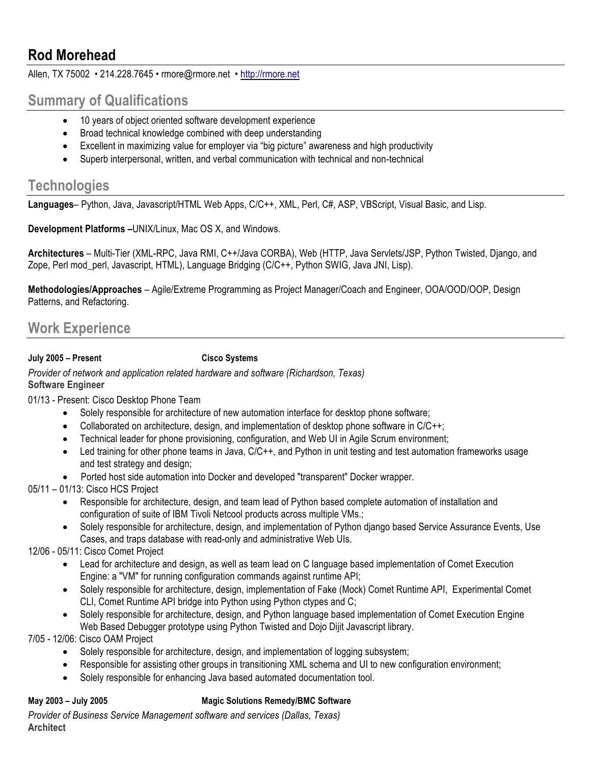# Rod Morehead

Allen, TX 75002 • 214.228.7645 • rmore@rmore.net • http://rmore.net

## Summary of Qualifications

- 10 years of object oriented software development experience
- Broad technical knowledge combined with deep understanding
- Excellent in maximizing value for employer via "big picture" awareness and high productivity
- Superb interpersonal, written, and verbal communication with technical and non-technical

## Technologies

**Languages**– Python, Java, Javascript/HTML Web Apps, C/C++, XML, Perl, C#, ASP, VBScript, Visual Basic, and Lisp.

**Development Platforms –**UNIX/Linux, Mac OS X, and Windows.

**Architectures** – Multi-Tier (XML-RPC, Java RMI, C++/Java CORBA), Web (HTTP, Java Servlets/JSP, Python Twisted, Django, and Zope, Perl mod_perl, Javascript, HTML), Language Bridging (C/C++, Python SWIG, Java JNI, Lisp).

**Methodologies/Approaches** – Agile/Extreme Programming as Project Manager/Coach and Engineer, OOA/OOD/OOP, Design Patterns, and Refactoring.

## Work Experience

**July 2005 – Present** **Cisco Systems**

*Provider of network and application related hardware and software (Richardson, Texas)*
**Software Engineer**

01/13 - Present: Cisco Desktop Phone Team

- Solely responsible for architecture of new automation interface for desktop phone software;
- Collaborated on architecture, design, and implementation of desktop phone software in C/C++;
- Technical leader for phone provisioning, configuration, and Web UI in Agile Scrum environment;
- Led training for other phone teams in Java, C/C++, and Python in unit testing and test automation frameworks usage and test strategy and design;
- Ported host side automation into Docker and developed "transparent" Docker wrapper.

05/11 – 01/13: Cisco HCS Project

- Responsible for architecture, design, and team lead of Python based complete automation of installation and configuration of suite of IBM Tivoli Netcool products across multiple VMs.;
- Solely responsible for architecture, design, and implementation of Python django based Service Assurance Events, Use Cases, and traps database with read-only and administrative Web UIs.

12/06 - 05/11: Cisco Comet Project

- Lead for architecture and design, as well as team lead on C language based implementation of Comet Execution Engine: a "VM" for running configuration commands against runtime API;
- Solely responsible for architecture, design, implementation of Fake (Mock) Comet Runtime API, Experimental Comet CLI, Comet Runtime API bridge into Python using Python ctypes and C;
- Solely responsible for architecture, design, and Python language based implementation of Comet Execution Engine Web Based Debugger prototype using Python Twisted and Dojo Dijit Javascript library.

7/05 - 12/06: Cisco OAM Project

- Solely responsible for architecture, design, and implementation of logging subsystem;
- Responsible for assisting other groups in transitioning XML schema and UI to new configuration environment;
- Solely responsible for enhancing Java based automated documentation tool.

**May 2003 – July 2005** **Magic Solutions Remedy/BMC Software**

*Provider of Business Service Management software and services (Dallas, Texas)*
**Architect**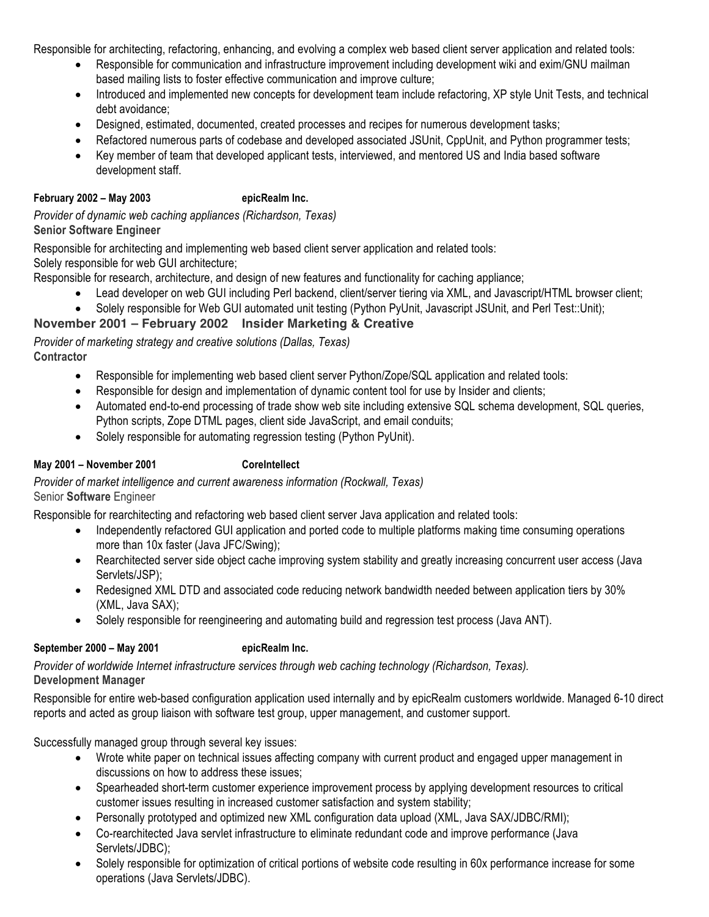Responsible for architecting, refactoring, enhancing, and evolving a complex web based client server application and related tools:

- Responsible for communication and infrastructure improvement including development wiki and exim/GNU mailman based mailing lists to foster effective communication and improve culture;
- Introduced and implemented new concepts for development team include refactoring, XP style Unit Tests, and technical debt avoidance;
- Designed, estimated, documented, created processes and recipes for numerous development tasks;
- Refactored numerous parts of codebase and developed associated JSUnit, CppUnit, and Python programmer tests;
- Key member of team that developed applicant tests, interviewed, and mentored US and India based software development staff.

**February 2002 – May 2003 epicRealm Inc.**

*Provider of dynamic web caching appliances (Richardson, Texas)*
**Senior Software Engineer**

Responsible for architecting and implementing web based client server application and related tools:
Solely responsible for web GUI architecture;
Responsible for research, architecture, and design of new features and functionality for caching appliance;

- Lead developer on web GUI including Perl backend, client/server tiering via XML, and Javascript/HTML browser client;
- Solely responsible for Web GUI automated unit testing (Python PyUnit, Javascript JSUnit, and Perl Test::Unit);

**November 2001 – February 2002 Insider Marketing & Creative**

*Provider of marketing strategy and creative solutions (Dallas, Texas)*
**Contractor**

- Responsible for implementing web based client server Python/Zope/SQL application and related tools:
- Responsible for design and implementation of dynamic content tool for use by Insider and clients;
- Automated end-to-end processing of trade show web site including extensive SQL schema development, SQL queries, Python scripts, Zope DTML pages, client side JavaScript, and email conduits;
- Solely responsible for automating regression testing (Python PyUnit).

**May 2001 – November 2001 CoreIntellect**

*Provider of market intelligence and current awareness information (Rockwall, Texas)*
Senior **Software** Engineer

Responsible for rearchitecting and refactoring web based client server Java application and related tools:

- Independently refactored GUI application and ported code to multiple platforms making time consuming operations more than 10x faster (Java JFC/Swing);
- Rearchitected server side object cache improving system stability and greatly increasing concurrent user access (Java Servlets/JSP);
- Redesigned XML DTD and associated code reducing network bandwidth needed between application tiers by 30% (XML, Java SAX);
- Solely responsible for reengineering and automating build and regression test process (Java ANT).

**September 2000 – May 2001 epicRealm Inc.**

*Provider of worldwide Internet infrastructure services through web caching technology (Richardson, Texas).*
**Development Manager**

Responsible for entire web-based configuration application used internally and by epicRealm customers worldwide. Managed 6-10 direct reports and acted as group liaison with software test group, upper management, and customer support.

Successfully managed group through several key issues:

- Wrote white paper on technical issues affecting company with current product and engaged upper management in discussions on how to address these issues;
- Spearheaded short-term customer experience improvement process by applying development resources to critical customer issues resulting in increased customer satisfaction and system stability;
- Personally prototyped and optimized new XML configuration data upload (XML, Java SAX/JDBC/RMI);
- Co-rearchitected Java servlet infrastructure to eliminate redundant code and improve performance (Java Servlets/JDBC);
- Solely responsible for optimization of critical portions of website code resulting in 60x performance increase for some operations (Java Servlets/JDBC).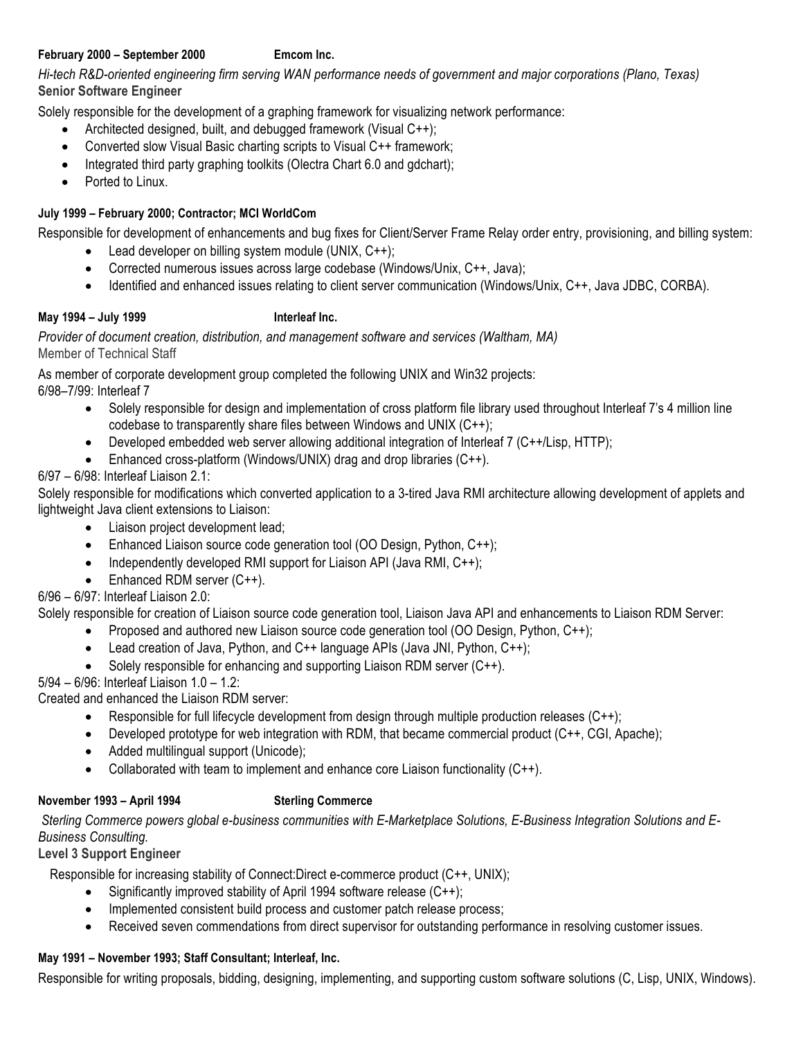**February 2000 – September 2000 Emcom Inc.**

*Hi-tech R&D-oriented engineering firm serving WAN performance needs of government and major corporations (Plano, Texas)*

**Senior Software Engineer**

Solely responsible for the development of a graphing framework for visualizing network performance:

- Architected designed, built, and debugged framework (Visual C++);
- Converted slow Visual Basic charting scripts to Visual C++ framework;
- Integrated third party graphing toolkits (Olectra Chart 6.0 and gdchart);
- Ported to Linux.

**July 1999 – February 2000; Contractor; MCI WorldCom**

Responsible for development of enhancements and bug fixes for Client/Server Frame Relay order entry, provisioning, and billing system:

- Lead developer on billing system module (UNIX, C++);
- Corrected numerous issues across large codebase (Windows/Unix, C++, Java);
- Identified and enhanced issues relating to client server communication (Windows/Unix, C++, Java JDBC, CORBA).

**May 1994 – July 1999 Interleaf Inc.**

*Provider of document creation, distribution, and management software and services (Waltham, MA)*

Member of Technical Staff

As member of corporate development group completed the following UNIX and Win32 projects:

6/98–7/99: Interleaf 7

- Solely responsible for design and implementation of cross platform file library used throughout Interleaf 7's 4 million line codebase to transparently share files between Windows and UNIX (C++);
- Developed embedded web server allowing additional integration of Interleaf 7 (C++/Lisp, HTTP);
- Enhanced cross-platform (Windows/UNIX) drag and drop libraries (C++).

6/97 – 6/98: Interleaf Liaison 2.1:

Solely responsible for modifications which converted application to a 3-tired Java RMI architecture allowing development of applets and lightweight Java client extensions to Liaison:

- Liaison project development lead;
- Enhanced Liaison source code generation tool (OO Design, Python, C++);
- Independently developed RMI support for Liaison API (Java RMI, C++);
- Enhanced RDM server (C++).

6/96 – 6/97: Interleaf Liaison 2.0:

Solely responsible for creation of Liaison source code generation tool, Liaison Java API and enhancements to Liaison RDM Server:

- Proposed and authored new Liaison source code generation tool (OO Design, Python, C++);
- Lead creation of Java, Python, and C++ language APIs (Java JNI, Python, C++);
- Solely responsible for enhancing and supporting Liaison RDM server (C++).

5/94 – 6/96: Interleaf Liaison 1.0 – 1.2:

Created and enhanced the Liaison RDM server:

- Responsible for full lifecycle development from design through multiple production releases (C++);
- Developed prototype for web integration with RDM, that became commercial product (C++, CGI, Apache);
- Added multilingual support (Unicode);
- Collaborated with team to implement and enhance core Liaison functionality (C++).

**November 1993 – April 1994 Sterling Commerce**

*Sterling Commerce powers global e-business communities with E-Marketplace Solutions, E-Business Integration Solutions and E-Business Consulting.*

**Level 3 Support Engineer**

Responsible for increasing stability of Connect:Direct e-commerce product (C++, UNIX);

- Significantly improved stability of April 1994 software release (C++);
- Implemented consistent build process and customer patch release process;
- Received seven commendations from direct supervisor for outstanding performance in resolving customer issues.

**May 1991 – November 1993; Staff Consultant; Interleaf, Inc.**

Responsible for writing proposals, bidding, designing, implementing, and supporting custom software solutions (C, Lisp, UNIX, Windows).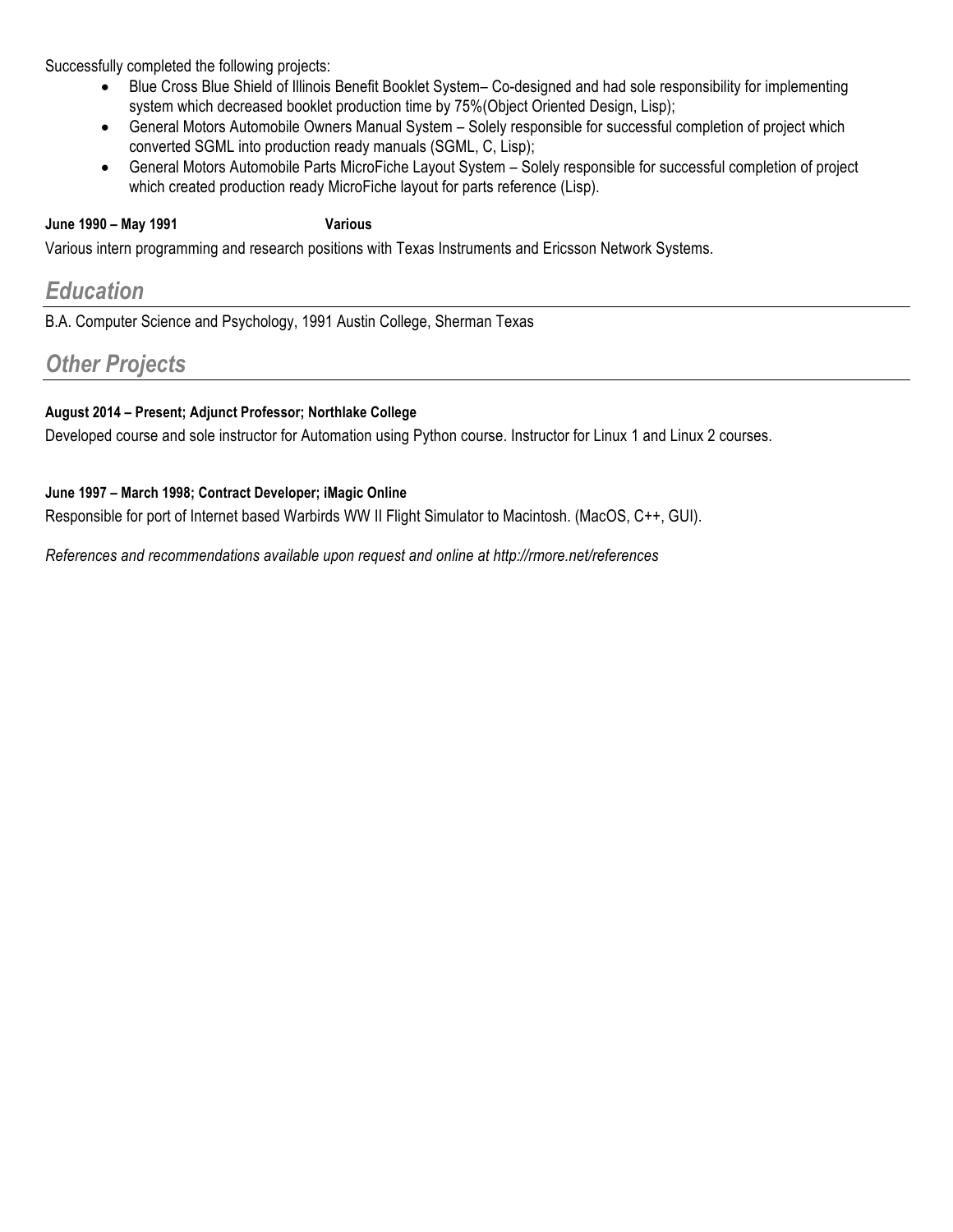Successfully completed the following projects:

- Blue Cross Blue Shield of Illinois Benefit Booklet System– Co-designed and had sole responsibility for implementing system which decreased booklet production time by 75%(Object Oriented Design, Lisp);
- General Motors Automobile Owners Manual System – Solely responsible for successful completion of project which converted SGML into production ready manuals (SGML, C, Lisp);
- General Motors Automobile Parts MicroFiche Layout System – Solely responsible for successful completion of project which created production ready MicroFiche layout for parts reference (Lisp).

**June 1990 – May 1991 Various**

Various intern programming and research positions with Texas Instruments and Ericsson Network Systems.

## *Education*

B.A. Computer Science and Psychology, 1991 Austin College, Sherman Texas

## *Other Projects*

**August 2014 – Present; Adjunct Professor; Northlake College**

Developed course and sole instructor for Automation using Python course. Instructor for Linux 1 and Linux 2 courses.

**June 1997 – March 1998; Contract Developer; iMagic Online**

Responsible for port of Internet based Warbirds WW II Flight Simulator to Macintosh. (MacOS, C++, GUI).

*References and recommendations available upon request and online at http://rmore.net/references*